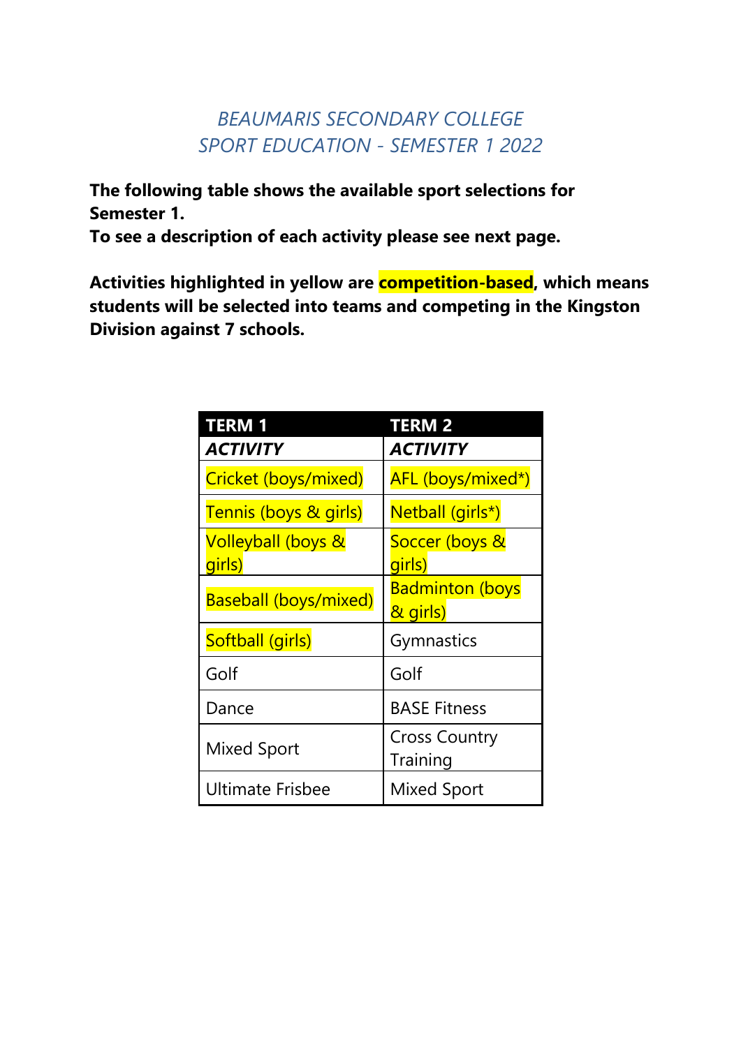# *BEAUMARIS SECONDARY COLLEGE*
## *SPORT EDUCATION - SEMESTER 1 2022*

**The following table shows the available sport selections for Semester 1.**
**To see a description of each activity please see next page.**

**Activities highlighted in yellow are competition-based, which means students will be selected into teams and competing in the Kingston Division against 7 schools.**

| TERM 1 | TERM 2 |
|---|---|
| ***ACTIVITY*** | ***ACTIVITY*** |
| Cricket (boys/mixed) | AFL (boys/mixed*) |
| Tennis (boys & girls) | Netball (girls*) |
| Volleyball (boys & girls) | Soccer (boys & girls) |
| Baseball (boys/mixed) | Badminton (boys & girls) |
| Softball (girls) | Gymnastics |
| Golf | Golf |
| Dance | BASE Fitness |
| Mixed Sport | Cross Country Training |
| Ultimate Frisbee | Mixed Sport |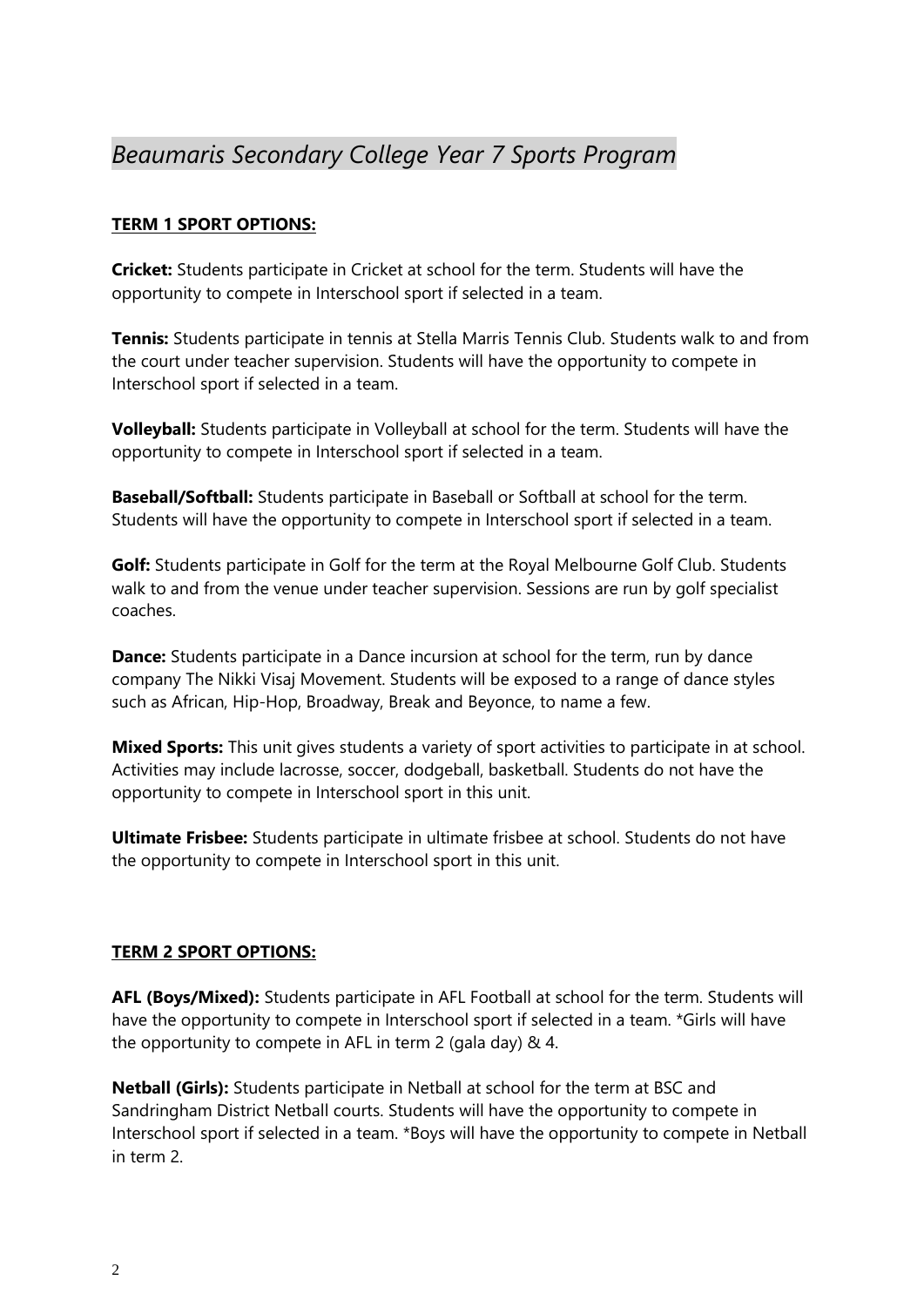# *Beaumaris Secondary College Year 7 Sports Program*

**TERM 1 SPORT OPTIONS:**

**Cricket:** Students participate in Cricket at school for the term. Students will have the opportunity to compete in Interschool sport if selected in a team.

**Tennis:** Students participate in tennis at Stella Marris Tennis Club. Students walk to and from the court under teacher supervision. Students will have the opportunity to compete in Interschool sport if selected in a team.

**Volleyball:** Students participate in Volleyball at school for the term. Students will have the opportunity to compete in Interschool sport if selected in a team.

**Baseball/Softball:** Students participate in Baseball or Softball at school for the term. Students will have the opportunity to compete in Interschool sport if selected in a team.

**Golf:** Students participate in Golf for the term at the Royal Melbourne Golf Club. Students walk to and from the venue under teacher supervision. Sessions are run by golf specialist coaches.

**Dance:** Students participate in a Dance incursion at school for the term, run by dance company The Nikki Visaj Movement. Students will be exposed to a range of dance styles such as African, Hip-Hop, Broadway, Break and Beyonce, to name a few.

**Mixed Sports:** This unit gives students a variety of sport activities to participate in at school. Activities may include lacrosse, soccer, dodgeball, basketball. Students do not have the opportunity to compete in Interschool sport in this unit.

**Ultimate Frisbee:** Students participate in ultimate frisbee at school. Students do not have the opportunity to compete in Interschool sport in this unit.

**TERM 2 SPORT OPTIONS:**

**AFL (Boys/Mixed):** Students participate in AFL Football at school for the term. Students will have the opportunity to compete in Interschool sport if selected in a team. *Girls will have the opportunity to compete in AFL in term 2 (gala day) & 4.

**Netball (Girls):** Students participate in Netball at school for the term at BSC and Sandringham District Netball courts. Students will have the opportunity to compete in Interschool sport if selected in a team. *Boys will have the opportunity to compete in Netball in term 2.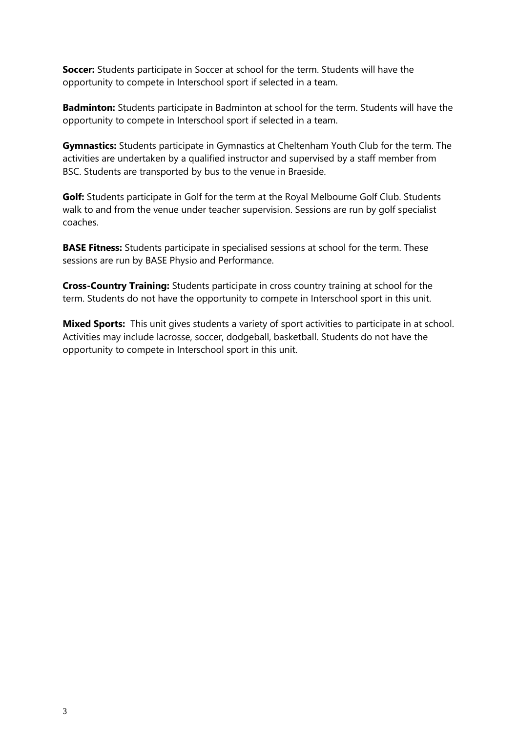**Soccer:** Students participate in Soccer at school for the term. Students will have the opportunity to compete in Interschool sport if selected in a team.

**Badminton:** Students participate in Badminton at school for the term. Students will have the opportunity to compete in Interschool sport if selected in a team.

**Gymnastics:** Students participate in Gymnastics at Cheltenham Youth Club for the term. The activities are undertaken by a qualified instructor and supervised by a staff member from BSC. Students are transported by bus to the venue in Braeside.

**Golf:** Students participate in Golf for the term at the Royal Melbourne Golf Club. Students walk to and from the venue under teacher supervision. Sessions are run by golf specialist coaches.

**BASE Fitness:** Students participate in specialised sessions at school for the term. These sessions are run by BASE Physio and Performance.

**Cross-Country Training:** Students participate in cross country training at school for the term. Students do not have the opportunity to compete in Interschool sport in this unit.

**Mixed Sports:** This unit gives students a variety of sport activities to participate in at school. Activities may include lacrosse, soccer, dodgeball, basketball. Students do not have the opportunity to compete in Interschool sport in this unit.